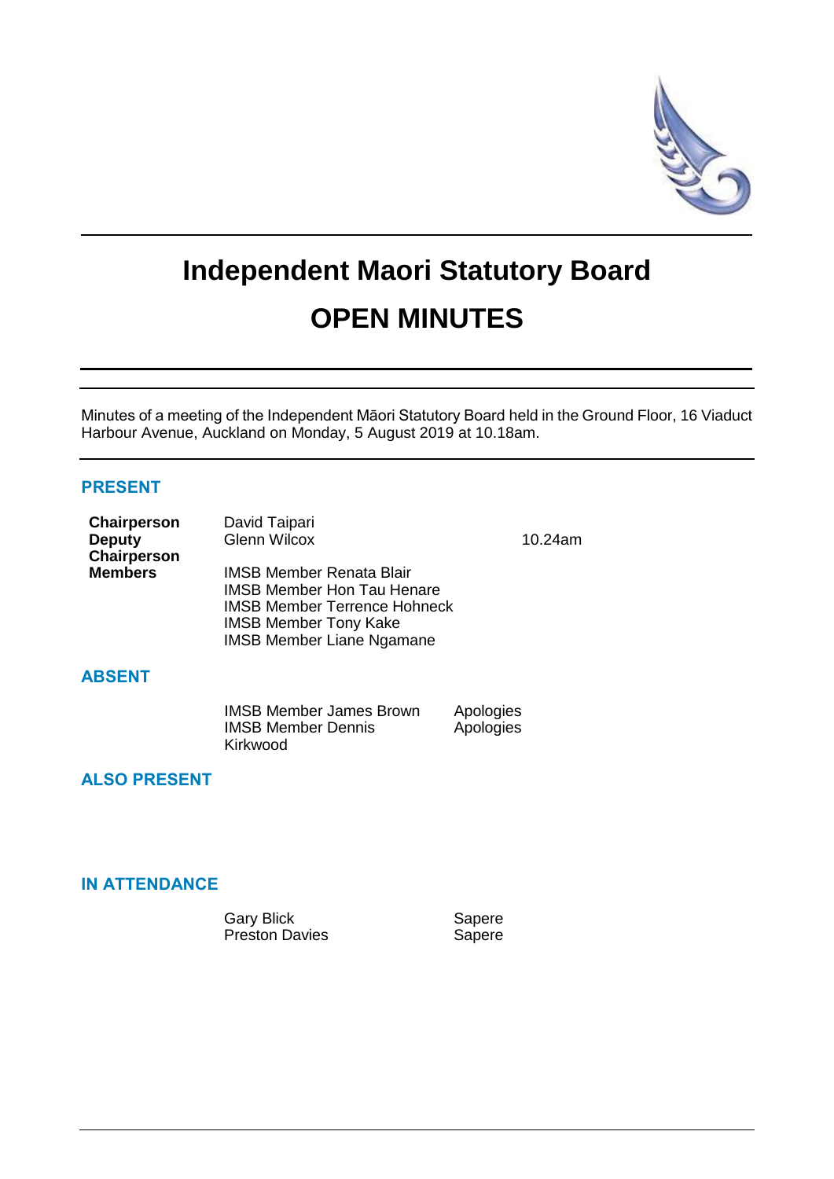# Independent Maori Statutory Board

# OPEN MINUTES

Minutes of a meeting of the Independent Māori Statutory Board held in the Ground Floor, 16 Viaduct Harbour Avenue, Auckland on Monday, 5 August 2019 at 10.18am.

## PRESENT

| | | |
|---|---|---|
| **Chairperson** | David Taipari | |
| **Deputy Chairperson** | Glenn Wilcox | 10.24am |
| **Members** | IMSB Member Renata Blair | |
| | IMSB Member Hon Tau Henare | |
| | IMSB Member Terrence Hohneck | |
| | IMSB Member Tony Kake | |
| | IMSB Member Liane Ngamane | |

## ABSENT

| | |
|---|---|
| IMSB Member James Brown | Apologies |
| IMSB Member Dennis Kirkwood | Apologies |

## ALSO PRESENT

## IN ATTENDANCE

| | |
|---|---|
| Gary Blick | Sapere |
| Preston Davies | Sapere |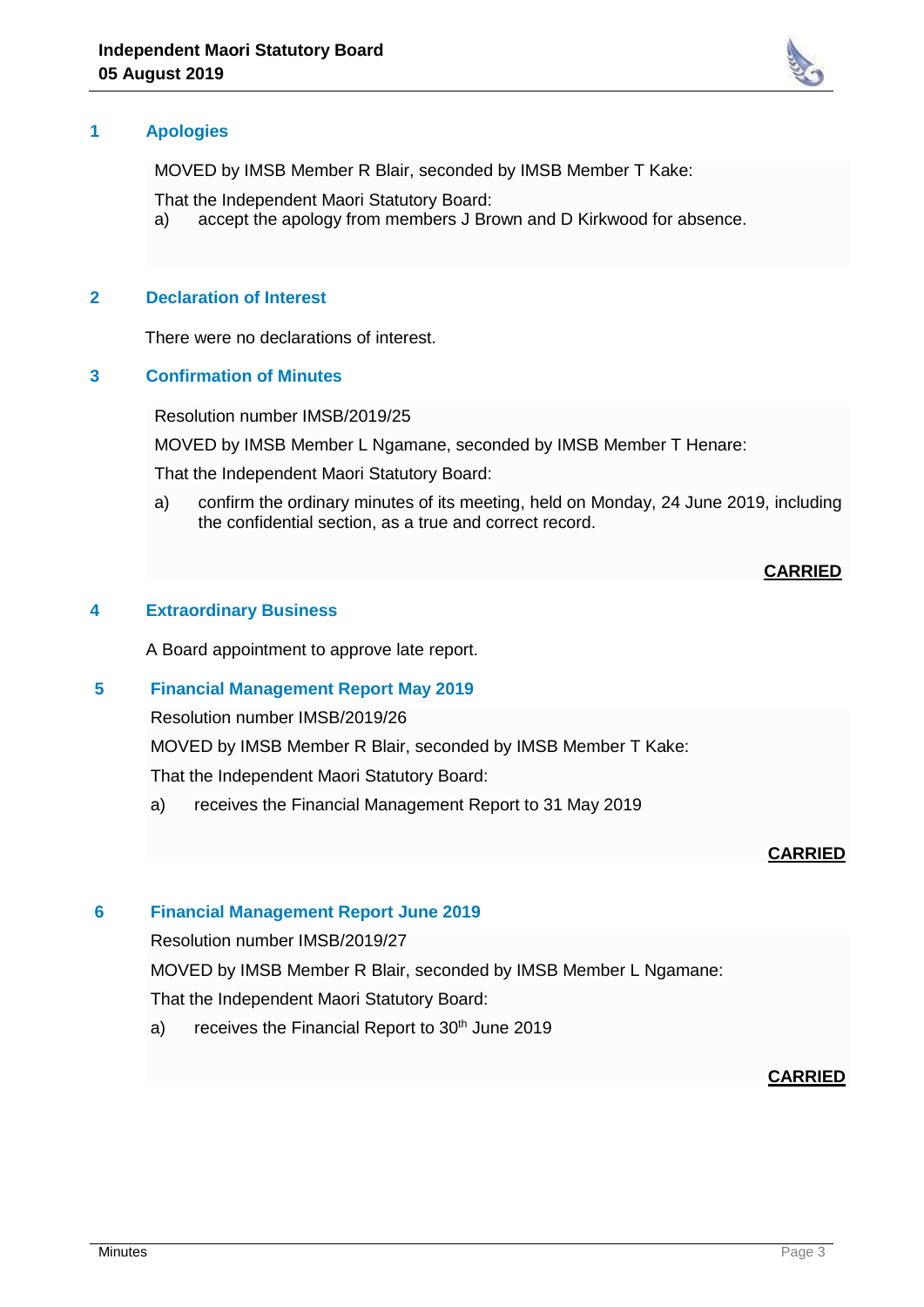## 1 Apologies

MOVED by IMSB Member R Blair, seconded by IMSB Member T Kake:

That the Independent Maori Statutory Board:

a) accept the apology from members J Brown and D Kirkwood for absence.

## 2 Declaration of Interest

There were no declarations of interest.

## 3 Confirmation of Minutes

Resolution number IMSB/2019/25

MOVED by IMSB Member L Ngamane, seconded by IMSB Member T Henare:

That the Independent Maori Statutory Board:

a) confirm the ordinary minutes of its meeting, held on Monday, 24 June 2019, including the confidential section, as a true and correct record.

**CARRIED**

## 4 Extraordinary Business

A Board appointment to approve late report.

## 5 Financial Management Report May 2019

Resolution number IMSB/2019/26

MOVED by IMSB Member R Blair, seconded by IMSB Member T Kake:

That the Independent Maori Statutory Board:

a) receives the Financial Management Report to 31 May 2019

**CARRIED**

## 6 Financial Management Report June 2019

Resolution number IMSB/2019/27

MOVED by IMSB Member R Blair, seconded by IMSB Member L Ngamane:

That the Independent Maori Statutory Board:

a) receives the Financial Report to 30th June 2019

**CARRIED**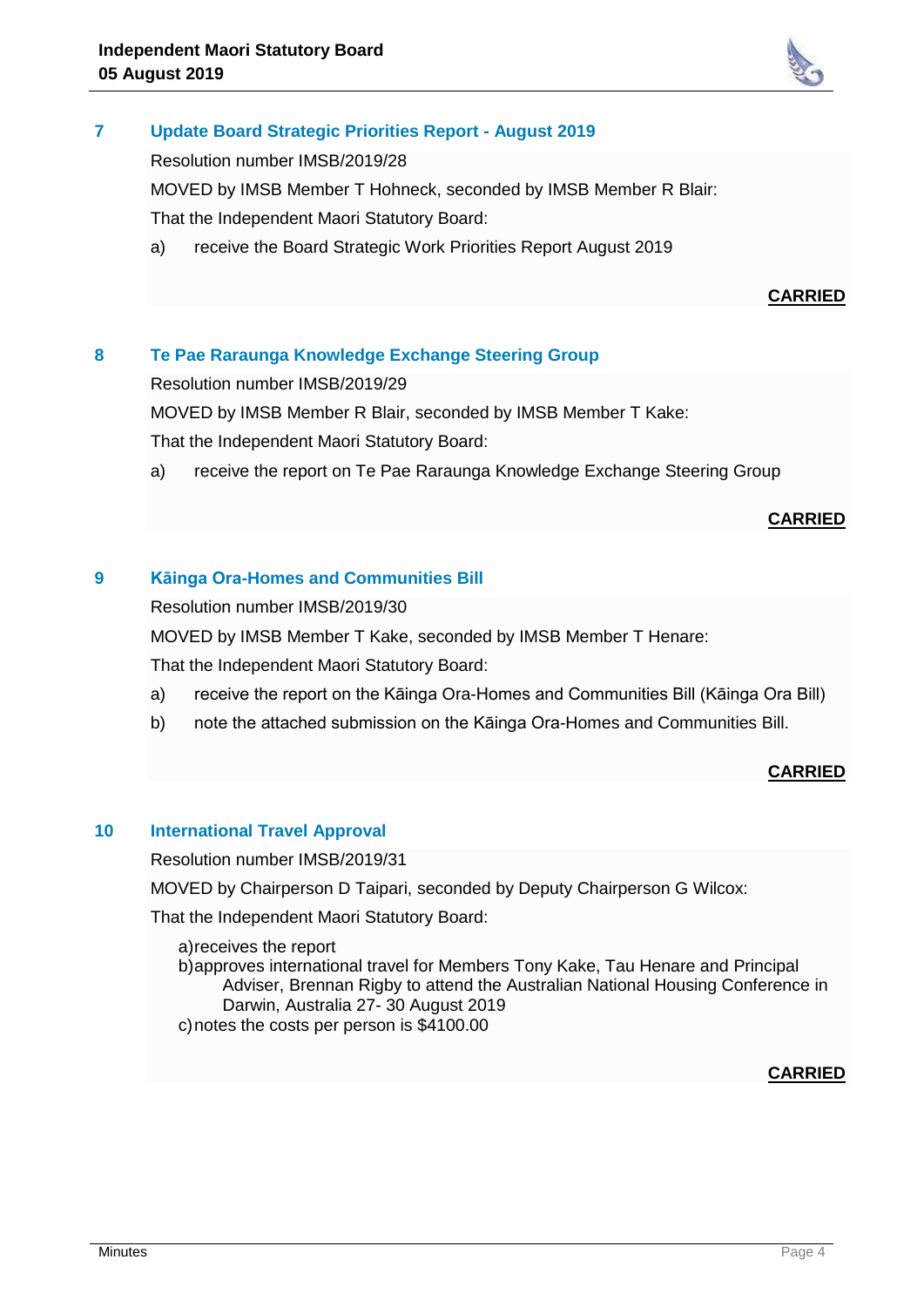## 7 Update Board Strategic Priorities Report - August 2019

Resolution number IMSB/2019/28

MOVED by IMSB Member T Hohneck, seconded by IMSB Member R Blair:

That the Independent Maori Statutory Board:

a) receive the Board Strategic Work Priorities Report August 2019

**CARRIED**

## 8 Te Pae Raraunga Knowledge Exchange Steering Group

Resolution number IMSB/2019/29

MOVED by IMSB Member R Blair, seconded by IMSB Member T Kake:

That the Independent Maori Statutory Board:

a) receive the report on Te Pae Raraunga Knowledge Exchange Steering Group

**CARRIED**

## 9 Kāinga Ora-Homes and Communities Bill

Resolution number IMSB/2019/30

MOVED by IMSB Member T Kake, seconded by IMSB Member T Henare:

That the Independent Maori Statutory Board:

a) receive the report on the Kāinga Ora-Homes and Communities Bill (Kāinga Ora Bill)

b) note the attached submission on the Kāinga Ora-Homes and Communities Bill.

**CARRIED**

## 10 International Travel Approval

Resolution number IMSB/2019/31

MOVED by Chairperson D Taipari, seconded by Deputy Chairperson G Wilcox:

That the Independent Maori Statutory Board:

a) receives the report

b) approves international travel for Members Tony Kake, Tau Henare and Principal Adviser, Brennan Rigby to attend the Australian National Housing Conference in Darwin, Australia 27- 30 August 2019

c) notes the costs per person is $4100.00

**CARRIED**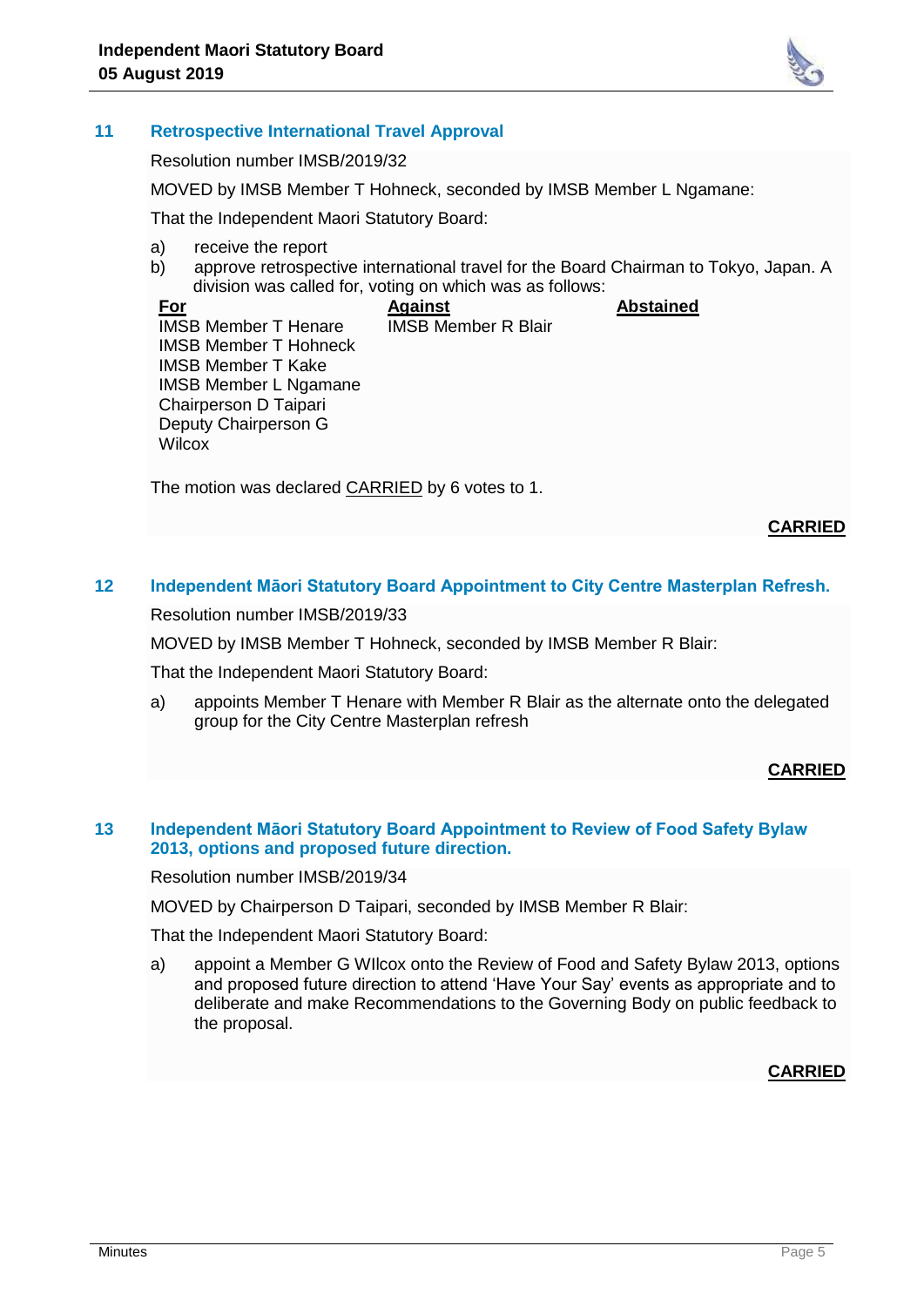## 11 Retrospective International Travel Approval

Resolution number IMSB/2019/32

MOVED by IMSB Member T Hohneck, seconded by IMSB Member L Ngamane:

That the Independent Maori Statutory Board:

a) receive the report
b) approve retrospective international travel for the Board Chairman to Tokyo, Japan. A division was called for, voting on which was as follows:

| For | Against | Abstained |
|---|---|---|
| IMSB Member T Henare | IMSB Member R Blair | |
| IMSB Member T Hohneck | | |
| IMSB Member T Kake | | |
| IMSB Member L Ngamane | | |
| Chairperson D Taipari | | |
| Deputy Chairperson G Wilcox | | |

The motion was declared CARRIED by 6 votes to 1.

**CARRIED**

## 12 Independent Māori Statutory Board Appointment to City Centre Masterplan Refresh.

Resolution number IMSB/2019/33

MOVED by IMSB Member T Hohneck, seconded by IMSB Member R Blair:

That the Independent Maori Statutory Board:

a) appoints Member T Henare with Member R Blair as the alternate onto the delegated group for the City Centre Masterplan refresh

**CARRIED**

## 13 Independent Māori Statutory Board Appointment to Review of Food Safety Bylaw 2013, options and proposed future direction.

Resolution number IMSB/2019/34

MOVED by Chairperson D Taipari, seconded by IMSB Member R Blair:

That the Independent Maori Statutory Board:

a) appoint a Member G WIlcox onto the Review of Food and Safety Bylaw 2013, options and proposed future direction to attend 'Have Your Say' events as appropriate and to deliberate and make Recommendations to the Governing Body on public feedback to the proposal.

**CARRIED**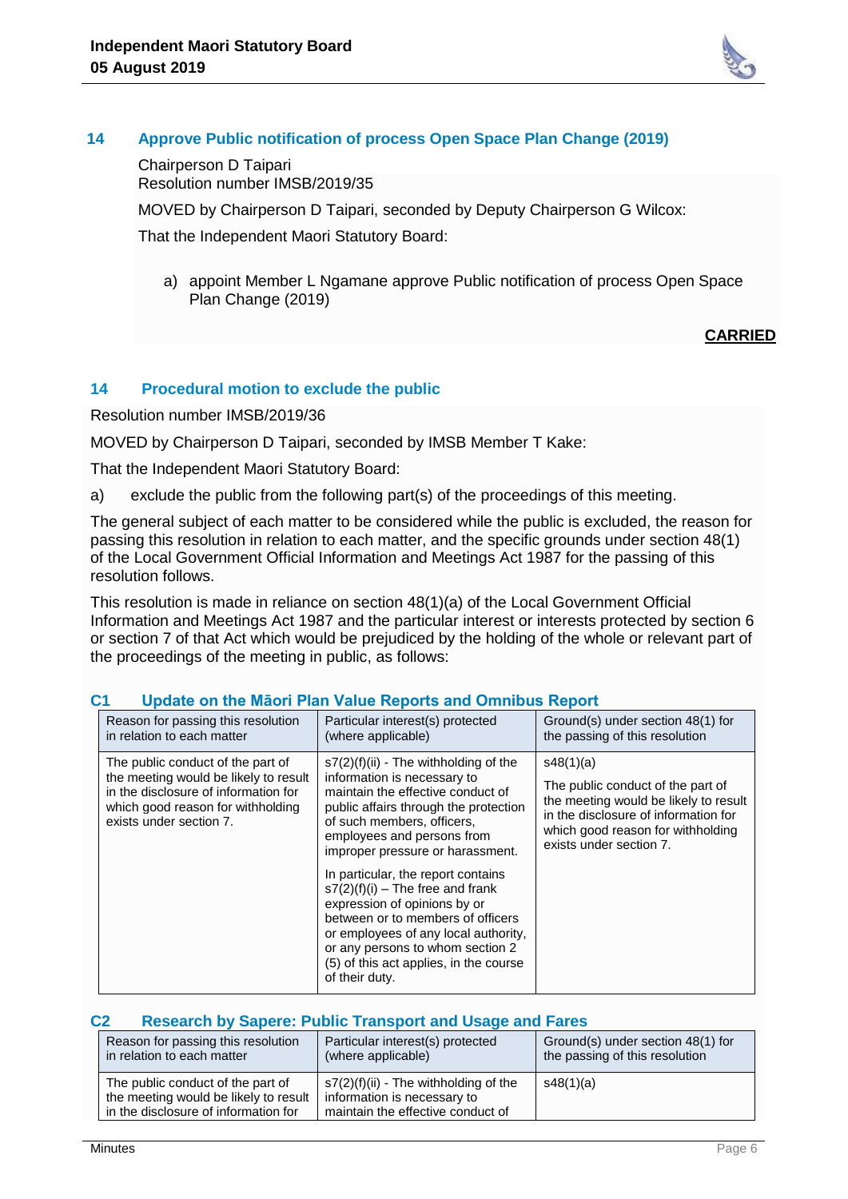## 14 Approve Public notification of process Open Space Plan Change (2019)

Chairperson D Taipari
Resolution number IMSB/2019/35

MOVED by Chairperson D Taipari, seconded by Deputy Chairperson G Wilcox:

That the Independent Maori Statutory Board:

a) appoint Member L Ngamane approve Public notification of process Open Space Plan Change (2019)

**CARRIED**

## 14 Procedural motion to exclude the public

Resolution number IMSB/2019/36

MOVED by Chairperson D Taipari, seconded by IMSB Member T Kake:

That the Independent Maori Statutory Board:

a) exclude the public from the following part(s) of the proceedings of this meeting.

The general subject of each matter to be considered while the public is excluded, the reason for passing this resolution in relation to each matter, and the specific grounds under section 48(1) of the Local Government Official Information and Meetings Act 1987 for the passing of this resolution follows.

This resolution is made in reliance on section 48(1)(a) of the Local Government Official Information and Meetings Act 1987 and the particular interest or interests protected by section 6 or section 7 of that Act which would be prejudiced by the holding of the whole or relevant part of the proceedings of the meeting in public, as follows:

### C1 Update on the Māori Plan Value Reports and Omnibus Report

| Reason for passing this resolution in relation to each matter | Particular interest(s) protected (where applicable) | Ground(s) under section 48(1) for the passing of this resolution |
|---|---|---|
| The public conduct of the part of the meeting would be likely to result in the disclosure of information for which good reason for withholding exists under section 7. | s7(2)(f)(ii) - The withholding of the information is necessary to maintain the effective conduct of public affairs through the protection of such members, officers, employees and persons from improper pressure or harassment.<br><br>In particular, the report contains s7(2)(f)(i) – The free and frank expression of opinions by or between or to members of officers or employees of any local authority, or any persons to whom section 2 (5) of this act applies, in the course of their duty. | s48(1)(a)<br><br>The public conduct of the part of the meeting would be likely to result in the disclosure of information for which good reason for withholding exists under section 7. |

### C2 Research by Sapere: Public Transport and Usage and Fares

| Reason for passing this resolution in relation to each matter | Particular interest(s) protected (where applicable) | Ground(s) under section 48(1) for the passing of this resolution |
|---|---|---|
| The public conduct of the part of the meeting would be likely to result in the disclosure of information for | s7(2)(f)(ii) - The withholding of the information is necessary to maintain the effective conduct of | s48(1)(a) |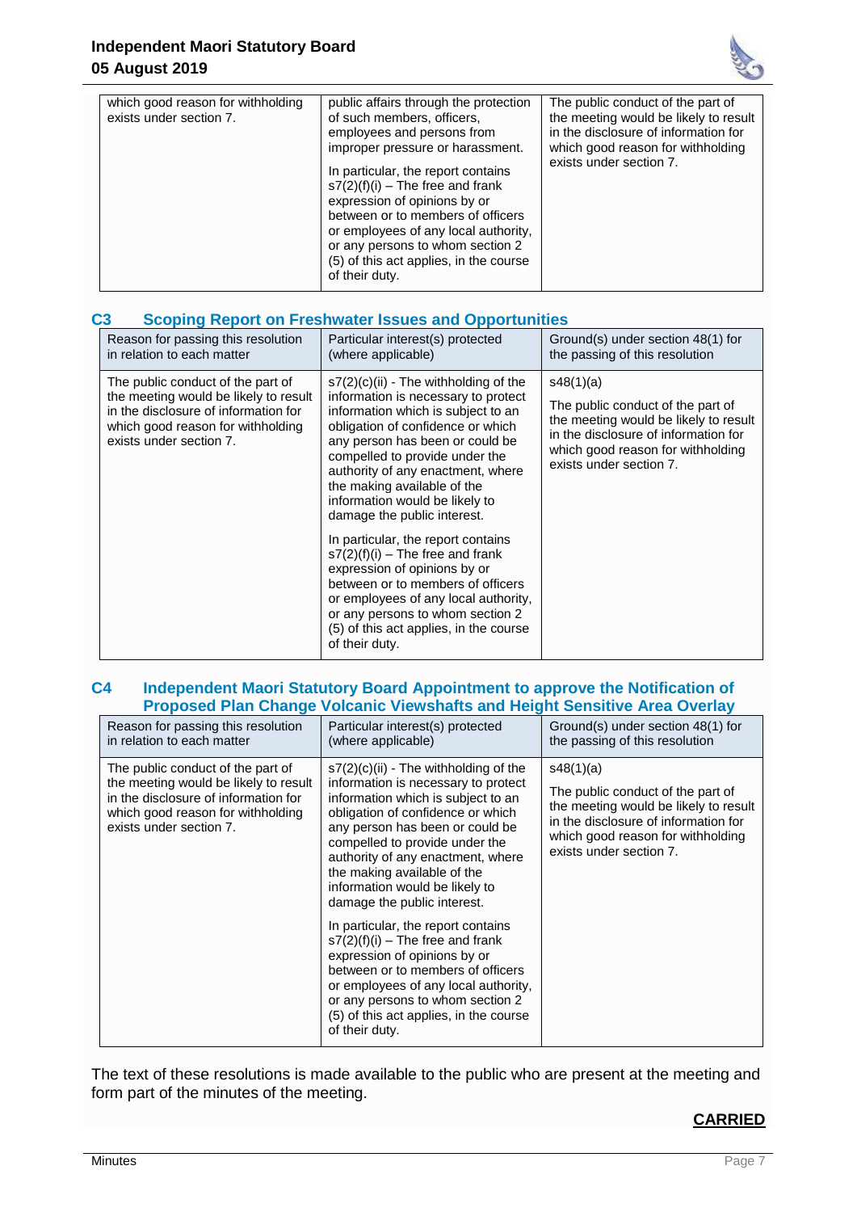| | | |
|---|---|---|
| which good reason for withholding exists under section 7. | public affairs through the protection of such members, officers, employees and persons from improper pressure or harassment.<br><br>In particular, the report contains s7(2)(f)(i) – The free and frank expression of opinions by or between or to members of officers or employees of any local authority, or any persons to whom section 2 (5) of this act applies, in the course of their duty. | The public conduct of the part of the meeting would be likely to result in the disclosure of information for which good reason for withholding exists under section 7. |

### C3 Scoping Report on Freshwater Issues and Opportunities

| Reason for passing this resolution in relation to each matter | Particular interest(s) protected (where applicable) | Ground(s) under section 48(1) for the passing of this resolution |
|---|---|---|
| The public conduct of the part of the meeting would be likely to result in the disclosure of information for which good reason for withholding exists under section 7. | s7(2)(c)(ii) - The withholding of the information is necessary to protect information which is subject to an obligation of confidence or which any person has been or could be compelled to provide under the authority of any enactment, where the making available of the information would be likely to damage the public interest.<br><br>In particular, the report contains s7(2)(f)(i) – The free and frank expression of opinions by or between or to members of officers or employees of any local authority, or any persons to whom section 2 (5) of this act applies, in the course of their duty. | s48(1)(a)<br><br>The public conduct of the part of the meeting would be likely to result in the disclosure of information for which good reason for withholding exists under section 7. |

### C4 Independent Maori Statutory Board Appointment to approve the Notification of Proposed Plan Change Volcanic Viewshafts and Height Sensitive Area Overlay

| Reason for passing this resolution in relation to each matter | Particular interest(s) protected (where applicable) | Ground(s) under section 48(1) for the passing of this resolution |
|---|---|---|
| The public conduct of the part of the meeting would be likely to result in the disclosure of information for which good reason for withholding exists under section 7. | s7(2)(c)(ii) - The withholding of the information is necessary to protect information which is subject to an obligation of confidence or which any person has been or could be compelled to provide under the authority of any enactment, where the making available of the information would be likely to damage the public interest.<br><br>In particular, the report contains s7(2)(f)(i) – The free and frank expression of opinions by or between or to members of officers or employees of any local authority, or any persons to whom section 2 (5) of this act applies, in the course of their duty. | s48(1)(a)<br><br>The public conduct of the part of the meeting would be likely to result in the disclosure of information for which good reason for withholding exists under section 7. |

The text of these resolutions is made available to the public who are present at the meeting and form part of the minutes of the meeting.

**CARRIED**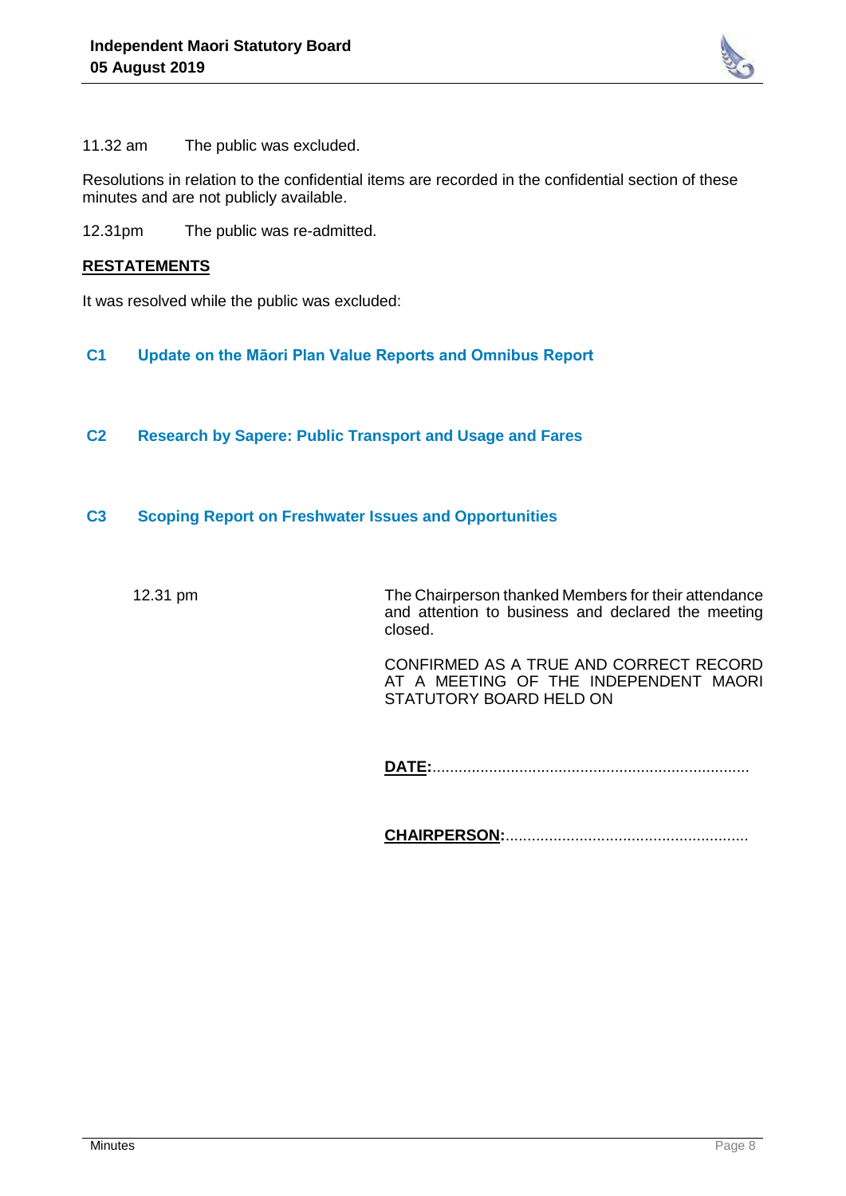11.32 am The public was excluded.

Resolutions in relation to the confidential items are recorded in the confidential section of these minutes and are not publicly available.

12.31pm The public was re-admitted.

**RESTATEMENTS**

It was resolved while the public was excluded:

**C1 Update on the Māori Plan Value Reports and Omnibus Report**

**C2 Research by Sapere: Public Transport and Usage and Fares**

**C3 Scoping Report on Freshwater Issues and Opportunities**

12.31 pm The Chairperson thanked Members for their attendance and attention to business and declared the meeting closed.

CONFIRMED AS A TRUE AND CORRECT RECORD AT A MEETING OF THE INDEPENDENT MAORI STATUTORY BOARD HELD ON

**DATE:**.........................................................................

**CHAIRPERSON:**........................................................